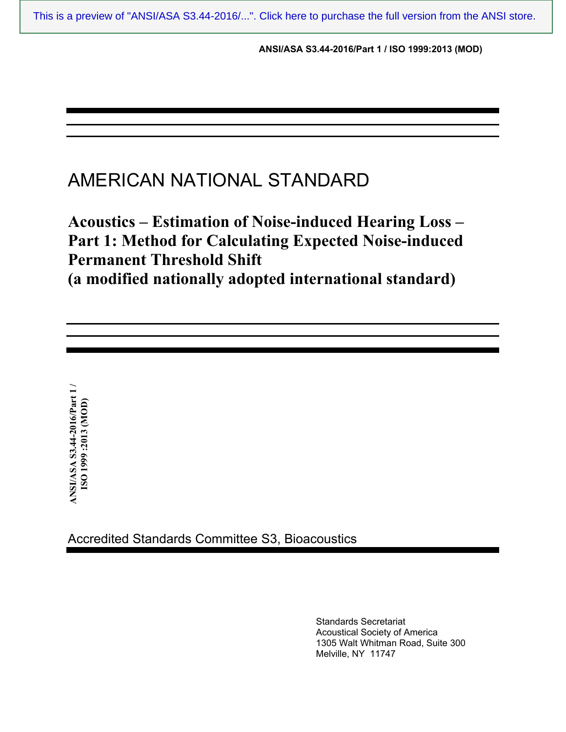This is a preview of "ANSI/ASA S3.44-2016/...". Click here to purchase the full version from the ANSI store.

ANSI/ASA S3.44-2016/Part 1 / ISO 1999:2013 (MOD)

AMERICAN NATIONAL STANDARD

# Acoustics – Estimation of Noise-induced Hearing Loss – Part 1: Method for Calculating Expected Noise-induced Permanent Threshold Shift (a modified nationally adopted international standard)

ANSI/ASA S3.44-2016/Part 1 / ISO 1999 :2013 (MOD)

Accredited Standards Committee S3, Bioacoustics

Standards Secretariat
Acoustical Society of America
1305 Walt Whitman Road, Suite 300
Melville, NY 11747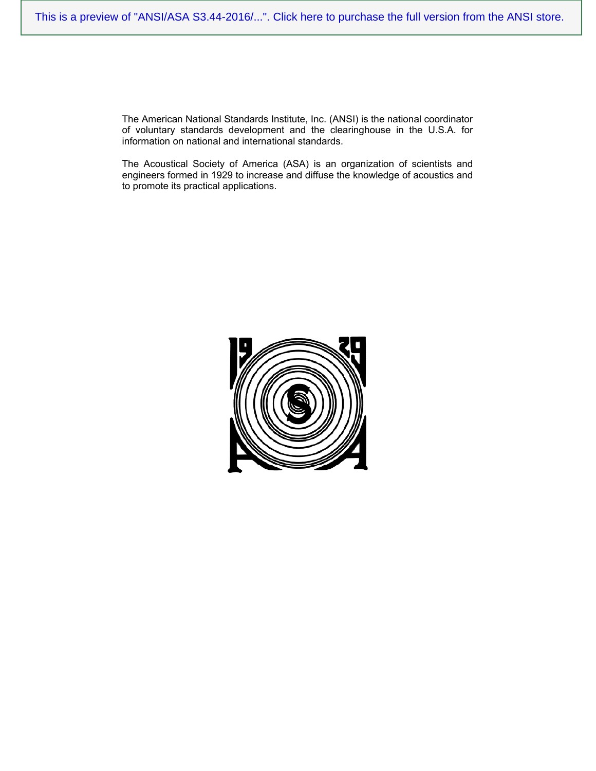The American National Standards Institute, Inc. (ANSI) is the national coordinator of voluntary standards development and the clearinghouse in the U.S.A. for information on national and international standards.

The Acoustical Society of America (ASA) is an organization of scientists and engineers formed in 1929 to increase and diffuse the knowledge of acoustics and to promote its practical applications.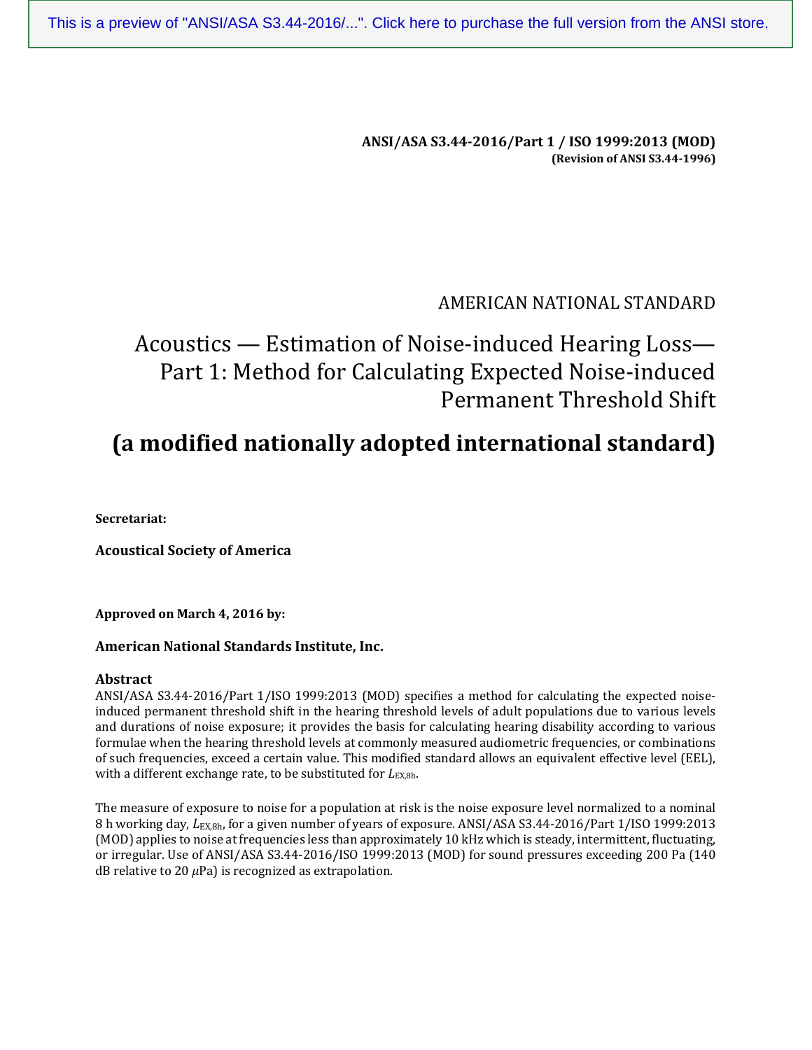**ANSI/ASA S3.44-2016/Part 1 / ISO 1999:2013 (MOD)**
**(Revision of ANSI S3.44-1996)**

AMERICAN NATIONAL STANDARD

# Acoustics — Estimation of Noise-induced Hearing Loss— Part 1: Method for Calculating Expected Noise-induced Permanent Threshold Shift

# (a modified nationally adopted international standard)

**Secretariat:**

**Acoustical Society of America**

**Approved on March 4, 2016 by:**

**American National Standards Institute, Inc.**

## Abstract

ANSI/ASA S3.44-2016/Part 1/ISO 1999:2013 (MOD) specifies a method for calculating the expected noise-induced permanent threshold shift in the hearing threshold levels of adult populations due to various levels and durations of noise exposure; it provides the basis for calculating hearing disability according to various formulae when the hearing threshold levels at commonly measured audiometric frequencies, or combinations of such frequencies, exceed a certain value. This modified standard allows an equivalent effective level (EEL), with a different exchange rate, to be substituted for $L_{EX,8h}$.

The measure of exposure to noise for a population at risk is the noise exposure level normalized to a nominal 8 h working day, $L_{EX,8h}$, for a given number of years of exposure. ANSI/ASA S3.44-2016/Part 1/ISO 1999:2013 (MOD) applies to noise at frequencies less than approximately 10 kHz which is steady, intermittent, fluctuating, or irregular. Use of ANSI/ASA S3.44-2016/ISO 1999:2013 (MOD) for sound pressures exceeding 200 Pa (140 dB relative to 20 $\mu$Pa) is recognized as extrapolation.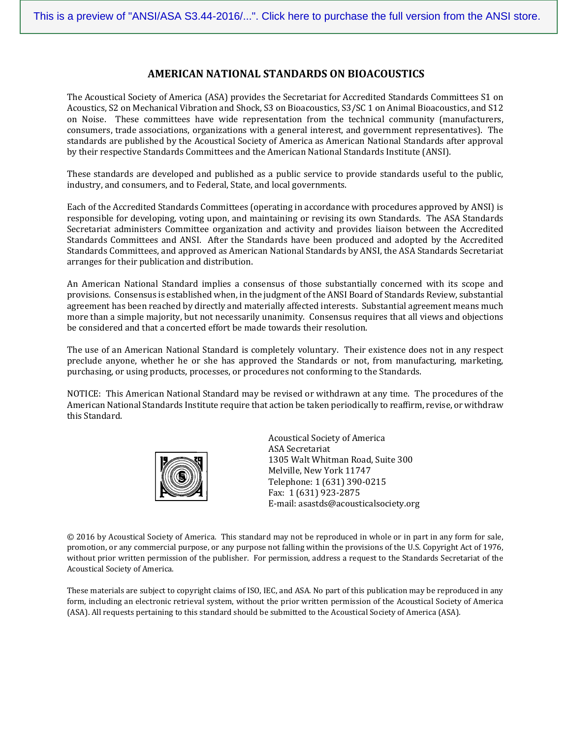## AMERICAN NATIONAL STANDARDS ON BIOACOUSTICS

The Acoustical Society of America (ASA) provides the Secretariat for Accredited Standards Committees S1 on Acoustics, S2 on Mechanical Vibration and Shock, S3 on Bioacoustics, S3/SC 1 on Animal Bioacoustics, and S12 on Noise. These committees have wide representation from the technical community (manufacturers, consumers, trade associations, organizations with a general interest, and government representatives). The standards are published by the Acoustical Society of America as American National Standards after approval by their respective Standards Committees and the American National Standards Institute (ANSI).

These standards are developed and published as a public service to provide standards useful to the public, industry, and consumers, and to Federal, State, and local governments.

Each of the Accredited Standards Committees (operating in accordance with procedures approved by ANSI) is responsible for developing, voting upon, and maintaining or revising its own Standards. The ASA Standards Secretariat administers Committee organization and activity and provides liaison between the Accredited Standards Committees and ANSI. After the Standards have been produced and adopted by the Accredited Standards Committees, and approved as American National Standards by ANSI, the ASA Standards Secretariat arranges for their publication and distribution.

An American National Standard implies a consensus of those substantially concerned with its scope and provisions. Consensus is established when, in the judgment of the ANSI Board of Standards Review, substantial agreement has been reached by directly and materially affected interests. Substantial agreement means much more than a simple majority, but not necessarily unanimity. Consensus requires that all views and objections be considered and that a concerted effort be made towards their resolution.

The use of an American National Standard is completely voluntary. Their existence does not in any respect preclude anyone, whether he or she has approved the Standards or not, from manufacturing, marketing, purchasing, or using products, processes, or procedures not conforming to the Standards.

NOTICE: This American National Standard may be revised or withdrawn at any time. The procedures of the American National Standards Institute require that action be taken periodically to reaffirm, revise, or withdraw this Standard.

Acoustical Society of America
ASA Secretariat
1305 Walt Whitman Road, Suite 300
Melville, New York 11747
Telephone: 1 (631) 390-0215
Fax: 1 (631) 923-2875
E-mail: asastds@acousticalsociety.org

© 2016 by Acoustical Society of America. This standard may not be reproduced in whole or in part in any form for sale, promotion, or any commercial purpose, or any purpose not falling within the provisions of the U.S. Copyright Act of 1976, without prior written permission of the publisher. For permission, address a request to the Standards Secretariat of the Acoustical Society of America.

These materials are subject to copyright claims of ISO, IEC, and ASA. No part of this publication may be reproduced in any form, including an electronic retrieval system, without the prior written permission of the Acoustical Society of America (ASA). All requests pertaining to this standard should be submitted to the Acoustical Society of America (ASA).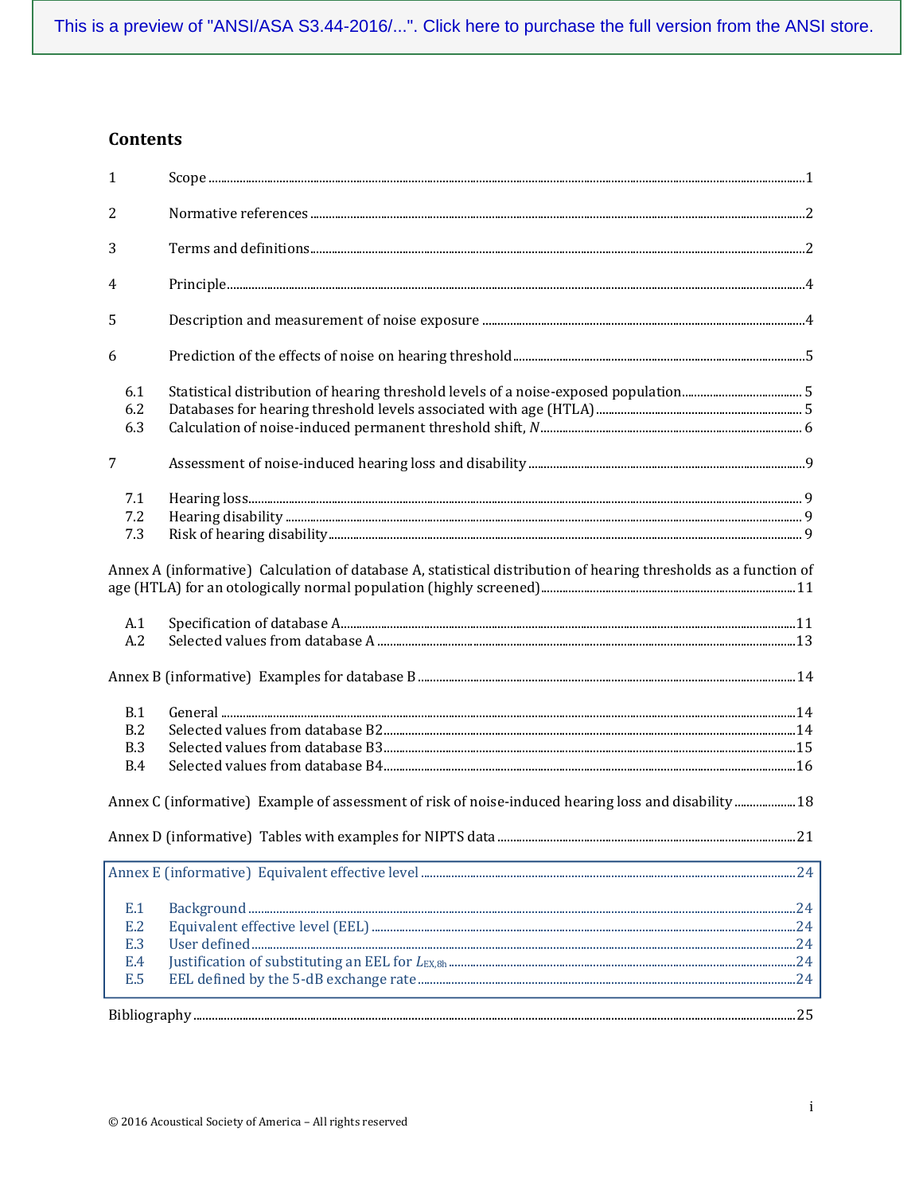This is a preview of "ANSI/ASA S3.44-2016/...". Click here to purchase the full version from the ANSI store.

## Contents

| | | |
|---|---|---|
| 1 | Scope | 1 |
| 2 | Normative references | 2 |
| 3 | Terms and definitions | 2 |
| 4 | Principle | 4 |
| 5 | Description and measurement of noise exposure | 4 |
| 6 | Prediction of the effects of noise on hearing threshold | 5 |
| 6.1 | Statistical distribution of hearing threshold levels of a noise-exposed population | 5 |
| 6.2 | Databases for hearing threshold levels associated with age (HTLA) | 5 |
| 6.3 | Calculation of noise-induced permanent threshold shift, $N$ | 6 |
| 7 | Assessment of noise-induced hearing loss and disability | 9 |
| 7.1 | Hearing loss | 9 |
| 7.2 | Hearing disability | 9 |
| 7.3 | Risk of hearing disability | 9 |
| Annex A (informative) | Calculation of database A, statistical distribution of hearing thresholds as a function of age (HTLA) for an otologically normal population (highly screened) | 11 |
| A.1 | Specification of database A | 11 |
| A.2 | Selected values from database A | 13 |
| Annex B (informative) | Examples for database B | 14 |
| B.1 | General | 14 |
| B.2 | Selected values from database B2 | 14 |
| B.3 | Selected values from database B3 | 15 |
| B.4 | Selected values from database B4 | 16 |
| Annex C (informative) | Example of assessment of risk of noise-induced hearing loss and disability | 18 |
| Annex D (informative) | Tables with examples for NIPTS data | 21 |
| Annex E (informative) | Equivalent effective level | 24 |
| E.1 | Background | 24 |
| E.2 | Equivalent effective level (EEL) | 24 |
| E.3 | User defined | 24 |
| E.4 | Justification of substituting an EEL for $L_{EX,8h}$ | 24 |
| E.5 | EEL defined by the 5-dB exchange rate | 24 |
| Bibliography | | 25 |

© 2016 Acoustical Society of America – All rights reserved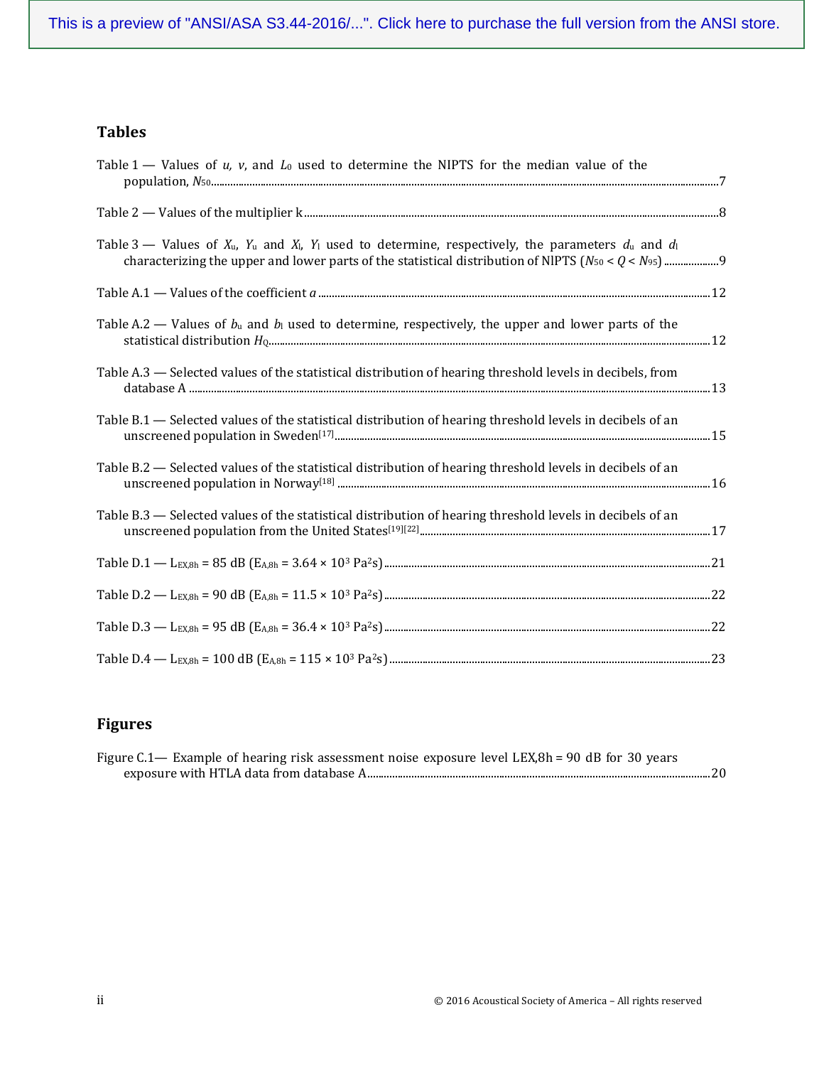## Tables

Table 1 — Values of $u$, $v$, and $L_0$ used to determine the NIPTS for the median value of the population, $N_{50}$ .......... 7

Table 2 — Values of the multiplier k .......... 8

Table 3 — Values of $X_u$, $Y_u$ and $X_l$, $Y_l$ used to determine, respectively, the parameters $d_u$ and $d_l$ characterizing the upper and lower parts of the statistical distribution of NIPTS ($N_{50} < Q < N_{95}$) .......... 9

Table A.1 — Values of the coefficient $a$ .......... 12

Table A.2 — Values of $b_u$ and $b_l$ used to determine, respectively, the upper and lower parts of the statistical distribution $H_Q$ .......... 12

Table A.3 — Selected values of the statistical distribution of hearing threshold levels in decibels, from database A .......... 13

Table B.1 — Selected values of the statistical distribution of hearing threshold levels in decibels of an unscreened population in Sweden[17] .......... 15

Table B.2 — Selected values of the statistical distribution of hearing threshold levels in decibels of an unscreened population in Norway[18] .......... 16

Table B.3 — Selected values of the statistical distribution of hearing threshold levels in decibels of an unscreened population from the United States[19][22] .......... 17

Table D.1 — $L_{EX,8h}$ = 85 dB ($E_{A,8h}$ = 3.64 × $10^3$ $Pa^2s$) .......... 21

Table D.2 — $L_{EX,8h}$ = 90 dB ($E_{A,8h}$ = 11.5 × $10^3$ $Pa^2s$) .......... 22

Table D.3 — $L_{EX,8h}$ = 95 dB ($E_{A,8h}$ = 36.4 × $10^3$ $Pa^2s$) .......... 22

Table D.4 — $L_{EX,8h}$ = 100 dB ($E_{A,8h}$ = 115 × $10^3$ $Pa^2s$) .......... 23

## Figures

Figure C.1— Example of hearing risk assessment noise exposure level LEX,8h = 90 dB for 30 years exposure with HTLA data from database A .......... 20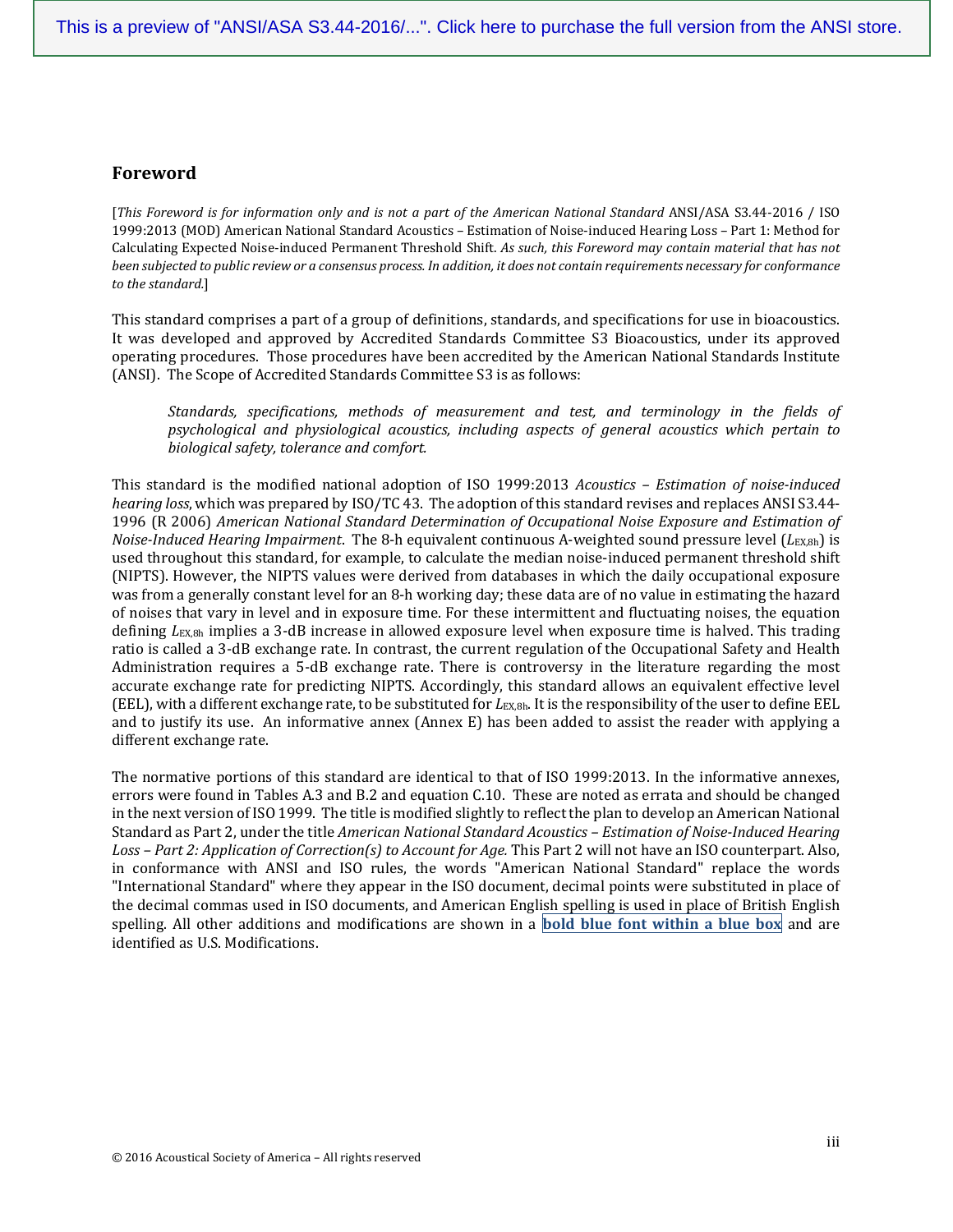## Foreword

[*This Foreword is for information only and is not a part of the American National Standard* ANSI/ASA S3.44-2016 / ISO 1999:2013 (MOD) American National Standard Acoustics – Estimation of Noise-induced Hearing Loss – Part 1: Method for Calculating Expected Noise-induced Permanent Threshold Shift. *As such, this Foreword may contain material that has not been subjected to public review or a consensus process. In addition, it does not contain requirements necessary for conformance to the standard.*]

This standard comprises a part of a group of definitions, standards, and specifications for use in bioacoustics. It was developed and approved by Accredited Standards Committee S3 Bioacoustics, under its approved operating procedures. Those procedures have been accredited by the American National Standards Institute (ANSI). The Scope of Accredited Standards Committee S3 is as follows:

> *Standards, specifications, methods of measurement and test, and terminology in the fields of psychological and physiological acoustics, including aspects of general acoustics which pertain to biological safety, tolerance and comfort.*

This standard is the modified national adoption of ISO 1999:2013 *Acoustics – Estimation of noise-induced hearing loss*, which was prepared by ISO/TC 43. The adoption of this standard revises and replaces ANSI S3.44-1996 (R 2006) *American National Standard Determination of Occupational Noise Exposure and Estimation of Noise-Induced Hearing Impairment*. The 8-h equivalent continuous A-weighted sound pressure level ($L_{EX,8h}$) is used throughout this standard, for example, to calculate the median noise-induced permanent threshold shift (NIPTS). However, the NIPTS values were derived from databases in which the daily occupational exposure was from a generally constant level for an 8-h working day; these data are of no value in estimating the hazard of noises that vary in level and in exposure time. For these intermittent and fluctuating noises, the equation defining $L_{EX,8h}$ implies a 3-dB increase in allowed exposure level when exposure time is halved. This trading ratio is called a 3-dB exchange rate. In contrast, the current regulation of the Occupational Safety and Health Administration requires a 5-dB exchange rate. There is controversy in the literature regarding the most accurate exchange rate for predicting NIPTS. Accordingly, this standard allows an equivalent effective level (EEL), with a different exchange rate, to be substituted for $L_{EX,8h}$. It is the responsibility of the user to define EEL and to justify its use. An informative annex (Annex E) has been added to assist the reader with applying a different exchange rate.

The normative portions of this standard are identical to that of ISO 1999:2013. In the informative annexes, errors were found in Tables A.3 and B.2 and equation C.10. These are noted as errata and should be changed in the next version of ISO 1999. The title is modified slightly to reflect the plan to develop an American National Standard as Part 2, under the title *American National Standard Acoustics – Estimation of Noise-Induced Hearing Loss – Part 2: Application of Correction(s) to Account for Age.* This Part 2 will not have an ISO counterpart. Also, in conformance with ANSI and ISO rules, the words "American National Standard" replace the words "International Standard" where they appear in the ISO document, decimal points were substituted in place of the decimal commas used in ISO documents, and American English spelling is used in place of British English spelling. All other additions and modifications are shown in a **bold blue font within a blue box** and are identified as U.S. Modifications.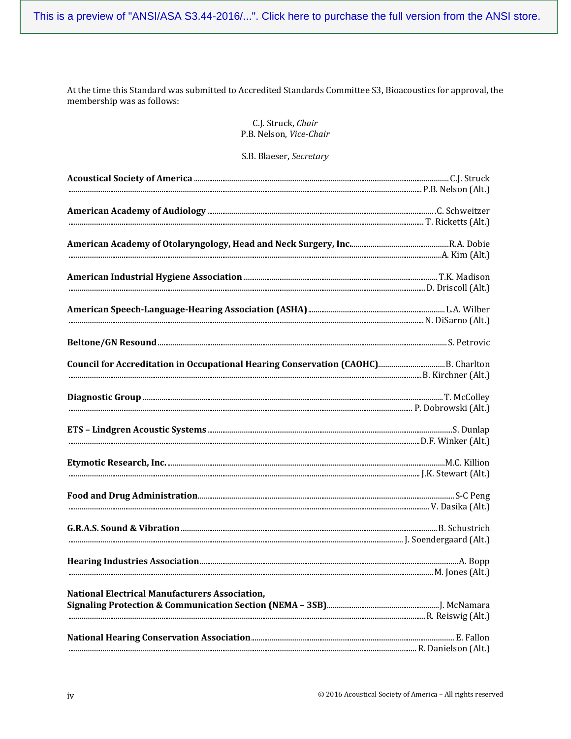At the time this Standard was submitted to Accredited Standards Committee S3, Bioacoustics for approval, the membership was as follows:

C.J. Struck, *Chair*
P.B. Nelson, *Vice-Chair*

S.B. Blaeser, *Secretary*

**Acoustical Society of America** .......... C.J. Struck
.......... P.B. Nelson (Alt.)

**American Academy of Audiology** .......... C. Schweitzer
.......... T. Ricketts (Alt.)

**American Academy of Otolaryngology, Head and Neck Surgery, Inc.** .......... R.A. Dobie
.......... A. Kim (Alt.)

**American Industrial Hygiene Association** .......... T.K. Madison
.......... D. Driscoll (Alt.)

**American Speech-Language-Hearing Association (ASHA)** .......... L.A. Wilber
.......... N. DiSarno (Alt.)

**Beltone/GN Resound** .......... S. Petrovic

**Council for Accreditation in Occupational Hearing Conservation (CAOHC)** .......... B. Charlton
.......... B. Kirchner (Alt.)

**Diagnostic Group** .......... T. McColley
.......... P. Dobrowski (Alt.)

**ETS – Lindgren Acoustic Systems** .......... S. Dunlap
.......... D.F. Winker (Alt.)

**Etymotic Research, Inc.** .......... M.C. Killion
.......... J.K. Stewart (Alt.)

**Food and Drug Administration** .......... S-C Peng
.......... V. Dasika (Alt.)

**G.R.A.S. Sound & Vibration** .......... B. Schustrich
.......... J. Soendergaard (Alt.)

**Hearing Industries Association** .......... A. Bopp
.......... M. Jones (Alt.)

**National Electrical Manufacturers Association, Signaling Protection & Communication Section (NEMA – 3SB)** .......... J. McNamara
.......... R. Reiswig (Alt.)

**National Hearing Conservation Association** .......... E. Fallon
.......... R. Danielson (Alt.)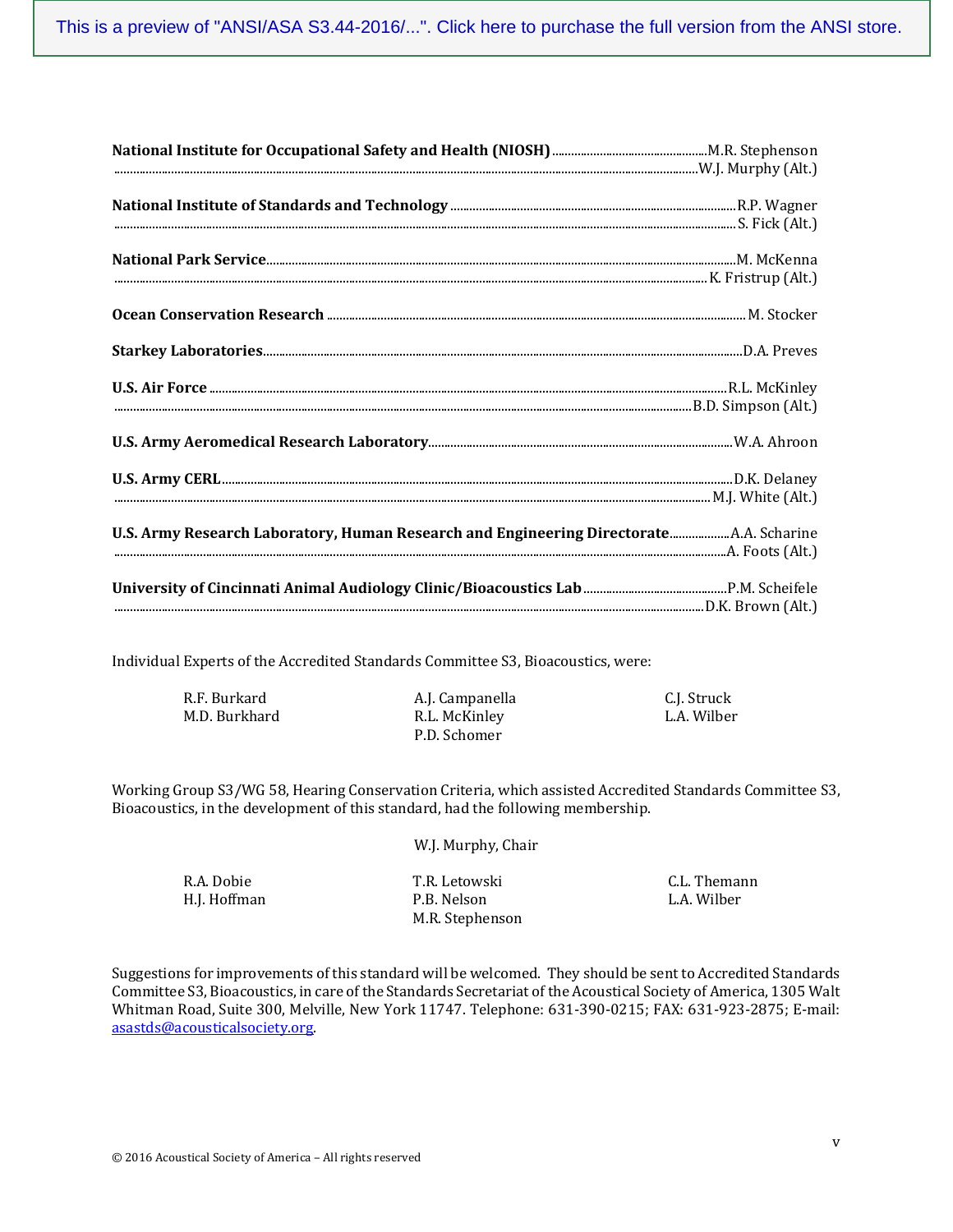**National Institute for Occupational Safety and Health (NIOSH)** ................................................M.R. Stephenson
.............................................................................................................................................................W.J. Murphy (Alt.)

**National Institute of Standards and Technology** ..........................................................................R.P. Wagner
.............................................................................................................................................................S. Fick (Alt.)

**National Park Service**.............................................................................................................................M. McKenna
.............................................................................................................................................................K. Fristrup (Alt.)

**Ocean Conservation Research** ......................................................................................................M. Stocker

**Starkey Laboratories**...............................................................................................................................D.A. Preves

**U.S. Air Force** ......................................................................................................................................R.L. McKinley
.............................................................................................................................................................B.D. Simpson (Alt.)

**U.S. Army Aeromedical Research Laboratory**..............................................................................W.A. Ahroon

**U.S. Army CERL**....................................................................................................................................D.K. Delaney
.............................................................................................................................................................M.J. White (Alt.)

**U.S. Army Research Laboratory, Human Research and Engineering Directorate**..................A.A. Scharine
.............................................................................................................................................................A. Foots (Alt.)

**University of Cincinnati Animal Audiology Clinic/Bioacoustics Lab**............................................P.M. Scheifele
.............................................................................................................................................................D.K. Brown (Alt.)

Individual Experts of the Accredited Standards Committee S3, Bioacoustics, were:

R.F. Burkard
M.D. Burkhard
A.J. Campanella
R.L. McKinley
P.D. Schomer
C.J. Struck
L.A. Wilber

Working Group S3/WG 58, Hearing Conservation Criteria, which assisted Accredited Standards Committee S3, Bioacoustics, in the development of this standard, had the following membership.

W.J. Murphy, Chair

R.A. Dobie
H.J. Hoffman
T.R. Letowski
P.B. Nelson
M.R. Stephenson
C.L. Themann
L.A. Wilber

Suggestions for improvements of this standard will be welcomed. They should be sent to Accredited Standards Committee S3, Bioacoustics, in care of the Standards Secretariat of the Acoustical Society of America, 1305 Walt Whitman Road, Suite 300, Melville, New York 11747. Telephone: 631-390-0215; FAX: 631-923-2875; E-mail: asastds@acousticalsociety.org.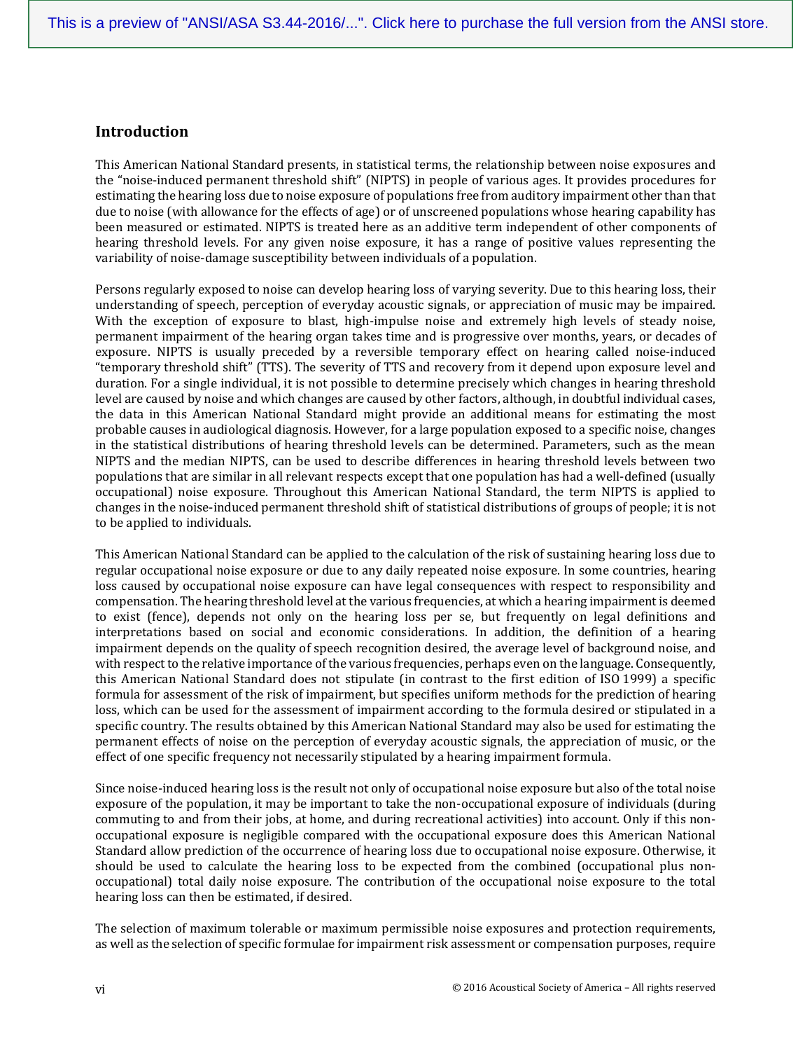## Introduction

This American National Standard presents, in statistical terms, the relationship between noise exposures and the "noise-induced permanent threshold shift" (NIPTS) in people of various ages. It provides procedures for estimating the hearing loss due to noise exposure of populations free from auditory impairment other than that due to noise (with allowance for the effects of age) or of unscreened populations whose hearing capability has been measured or estimated. NIPTS is treated here as an additive term independent of other components of hearing threshold levels. For any given noise exposure, it has a range of positive values representing the variability of noise-damage susceptibility between individuals of a population.

Persons regularly exposed to noise can develop hearing loss of varying severity. Due to this hearing loss, their understanding of speech, perception of everyday acoustic signals, or appreciation of music may be impaired. With the exception of exposure to blast, high-impulse noise and extremely high levels of steady noise, permanent impairment of the hearing organ takes time and is progressive over months, years, or decades of exposure. NIPTS is usually preceded by a reversible temporary effect on hearing called noise-induced "temporary threshold shift" (TTS). The severity of TTS and recovery from it depend upon exposure level and duration. For a single individual, it is not possible to determine precisely which changes in hearing threshold level are caused by noise and which changes are caused by other factors, although, in doubtful individual cases, the data in this American National Standard might provide an additional means for estimating the most probable causes in audiological diagnosis. However, for a large population exposed to a specific noise, changes in the statistical distributions of hearing threshold levels can be determined. Parameters, such as the mean NIPTS and the median NIPTS, can be used to describe differences in hearing threshold levels between two populations that are similar in all relevant respects except that one population has had a well-defined (usually occupational) noise exposure. Throughout this American National Standard, the term NIPTS is applied to changes in the noise-induced permanent threshold shift of statistical distributions of groups of people; it is not to be applied to individuals.

This American National Standard can be applied to the calculation of the risk of sustaining hearing loss due to regular occupational noise exposure or due to any daily repeated noise exposure. In some countries, hearing loss caused by occupational noise exposure can have legal consequences with respect to responsibility and compensation. The hearing threshold level at the various frequencies, at which a hearing impairment is deemed to exist (fence), depends not only on the hearing loss per se, but frequently on legal definitions and interpretations based on social and economic considerations. In addition, the definition of a hearing impairment depends on the quality of speech recognition desired, the average level of background noise, and with respect to the relative importance of the various frequencies, perhaps even on the language. Consequently, this American National Standard does not stipulate (in contrast to the first edition of ISO 1999) a specific formula for assessment of the risk of impairment, but specifies uniform methods for the prediction of hearing loss, which can be used for the assessment of impairment according to the formula desired or stipulated in a specific country. The results obtained by this American National Standard may also be used for estimating the permanent effects of noise on the perception of everyday acoustic signals, the appreciation of music, or the effect of one specific frequency not necessarily stipulated by a hearing impairment formula.

Since noise-induced hearing loss is the result not only of occupational noise exposure but also of the total noise exposure of the population, it may be important to take the non-occupational exposure of individuals (during commuting to and from their jobs, at home, and during recreational activities) into account. Only if this non-occupational exposure is negligible compared with the occupational exposure does this American National Standard allow prediction of the occurrence of hearing loss due to occupational noise exposure. Otherwise, it should be used to calculate the hearing loss to be expected from the combined (occupational plus non-occupational) total daily noise exposure. The contribution of the occupational noise exposure to the total hearing loss can then be estimated, if desired.

The selection of maximum tolerable or maximum permissible noise exposures and protection requirements, as well as the selection of specific formulae for impairment risk assessment or compensation purposes, require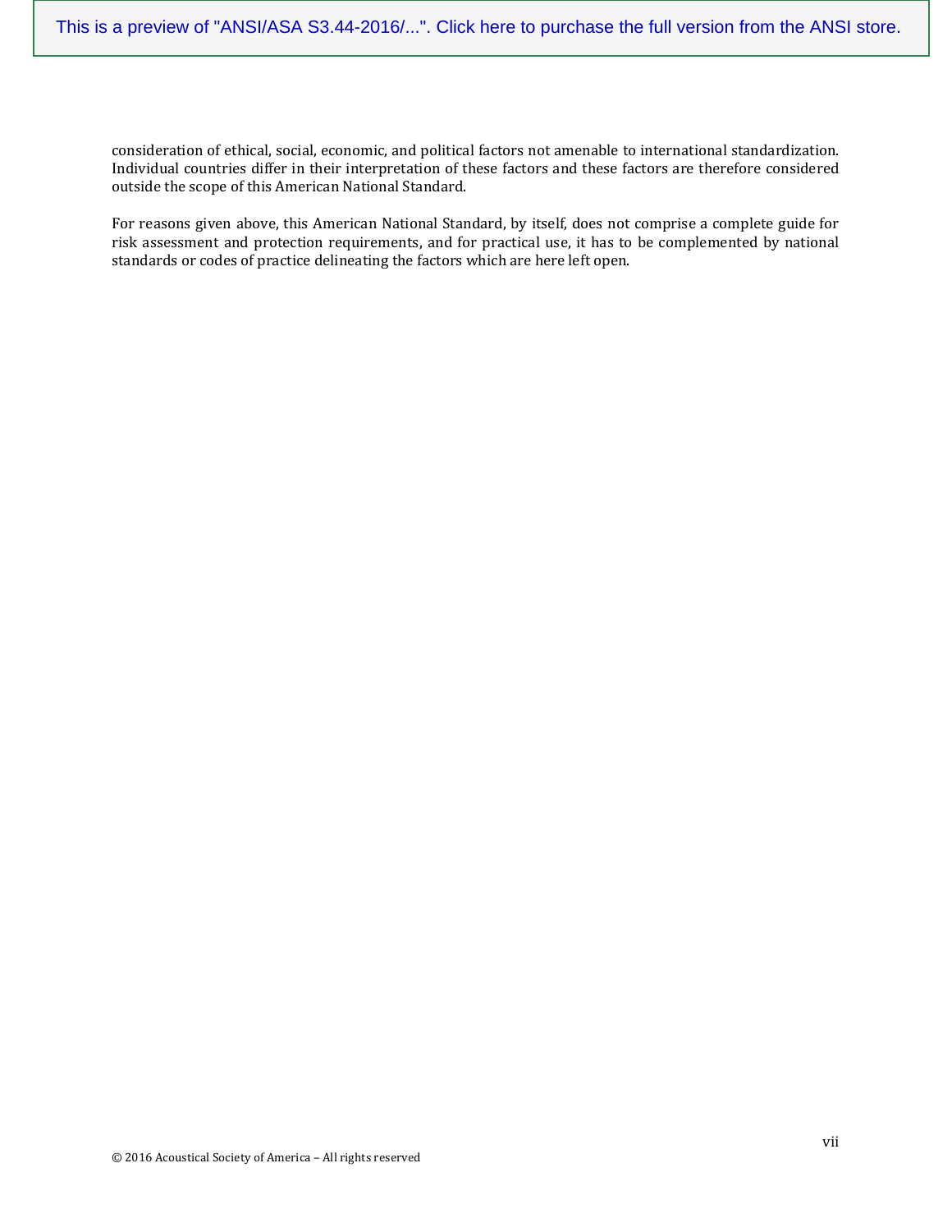consideration of ethical, social, economic, and political factors not amenable to international standardization. Individual countries differ in their interpretation of these factors and these factors are therefore considered outside the scope of this American National Standard.

For reasons given above, this American National Standard, by itself, does not comprise a complete guide for risk assessment and protection requirements, and for practical use, it has to be complemented by national standards or codes of practice delineating the factors which are here left open.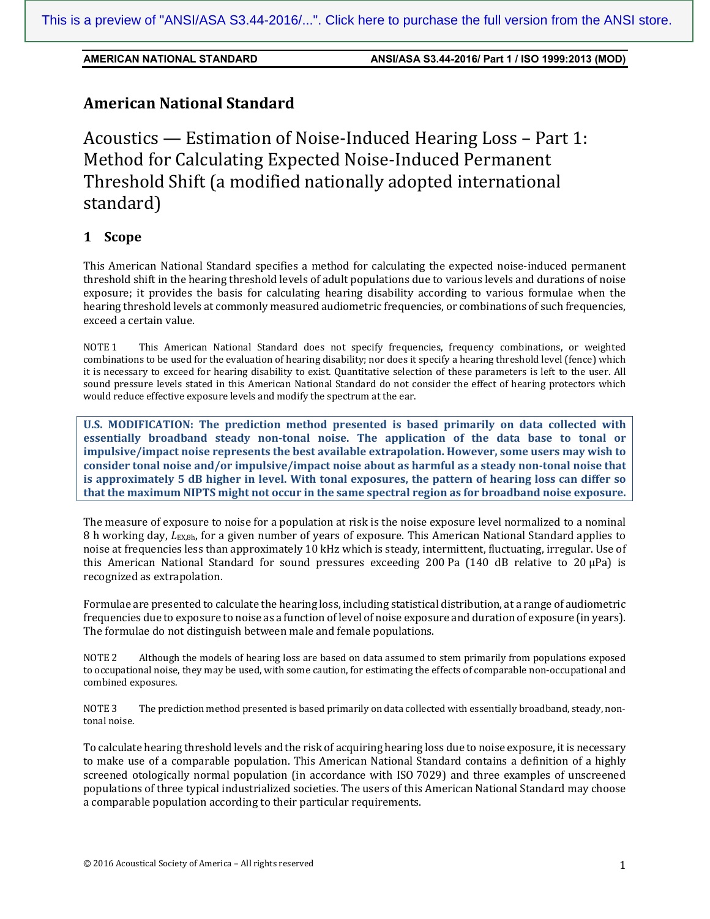# American National Standard

## Acoustics — Estimation of Noise-Induced Hearing Loss – Part 1: Method for Calculating Expected Noise-Induced Permanent Threshold Shift (a modified nationally adopted international standard)

## 1 Scope

This American National Standard specifies a method for calculating the expected noise-induced permanent threshold shift in the hearing threshold levels of adult populations due to various levels and durations of noise exposure; it provides the basis for calculating hearing disability according to various formulae when the hearing threshold levels at commonly measured audiometric frequencies, or combinations of such frequencies, exceed a certain value.

NOTE 1 This American National Standard does not specify frequencies, frequency combinations, or weighted combinations to be used for the evaluation of hearing disability; nor does it specify a hearing threshold level (fence) which it is necessary to exceed for hearing disability to exist. Quantitative selection of these parameters is left to the user. All sound pressure levels stated in this American National Standard do not consider the effect of hearing protectors which would reduce effective exposure levels and modify the spectrum at the ear.

**U.S. MODIFICATION: The prediction method presented is based primarily on data collected with essentially broadband steady non-tonal noise. The application of the data base to tonal or impulsive/impact noise represents the best available extrapolation. However, some users may wish to consider tonal noise and/or impulsive/impact noise about as harmful as a steady non-tonal noise that is approximately 5 dB higher in level. With tonal exposures, the pattern of hearing loss can differ so that the maximum NIPTS might not occur in the same spectral region as for broadband noise exposure.**

The measure of exposure to noise for a population at risk is the noise exposure level normalized to a nominal 8 h working day, $L_{EX,8h}$, for a given number of years of exposure. This American National Standard applies to noise at frequencies less than approximately 10 kHz which is steady, intermittent, fluctuating, irregular. Use of this American National Standard for sound pressures exceeding 200 Pa (140 dB relative to 20 μPa) is recognized as extrapolation.

Formulae are presented to calculate the hearing loss, including statistical distribution, at a range of audiometric frequencies due to exposure to noise as a function of level of noise exposure and duration of exposure (in years). The formulae do not distinguish between male and female populations.

NOTE 2 Although the models of hearing loss are based on data assumed to stem primarily from populations exposed to occupational noise, they may be used, with some caution, for estimating the effects of comparable non-occupational and combined exposures.

NOTE 3 The prediction method presented is based primarily on data collected with essentially broadband, steady, non-tonal noise.

To calculate hearing threshold levels and the risk of acquiring hearing loss due to noise exposure, it is necessary to make use of a comparable population. This American National Standard contains a definition of a highly screened otologically normal population (in accordance with ISO 7029) and three examples of unscreened populations of three typical industrialized societies. The users of this American National Standard may choose a comparable population according to their particular requirements.